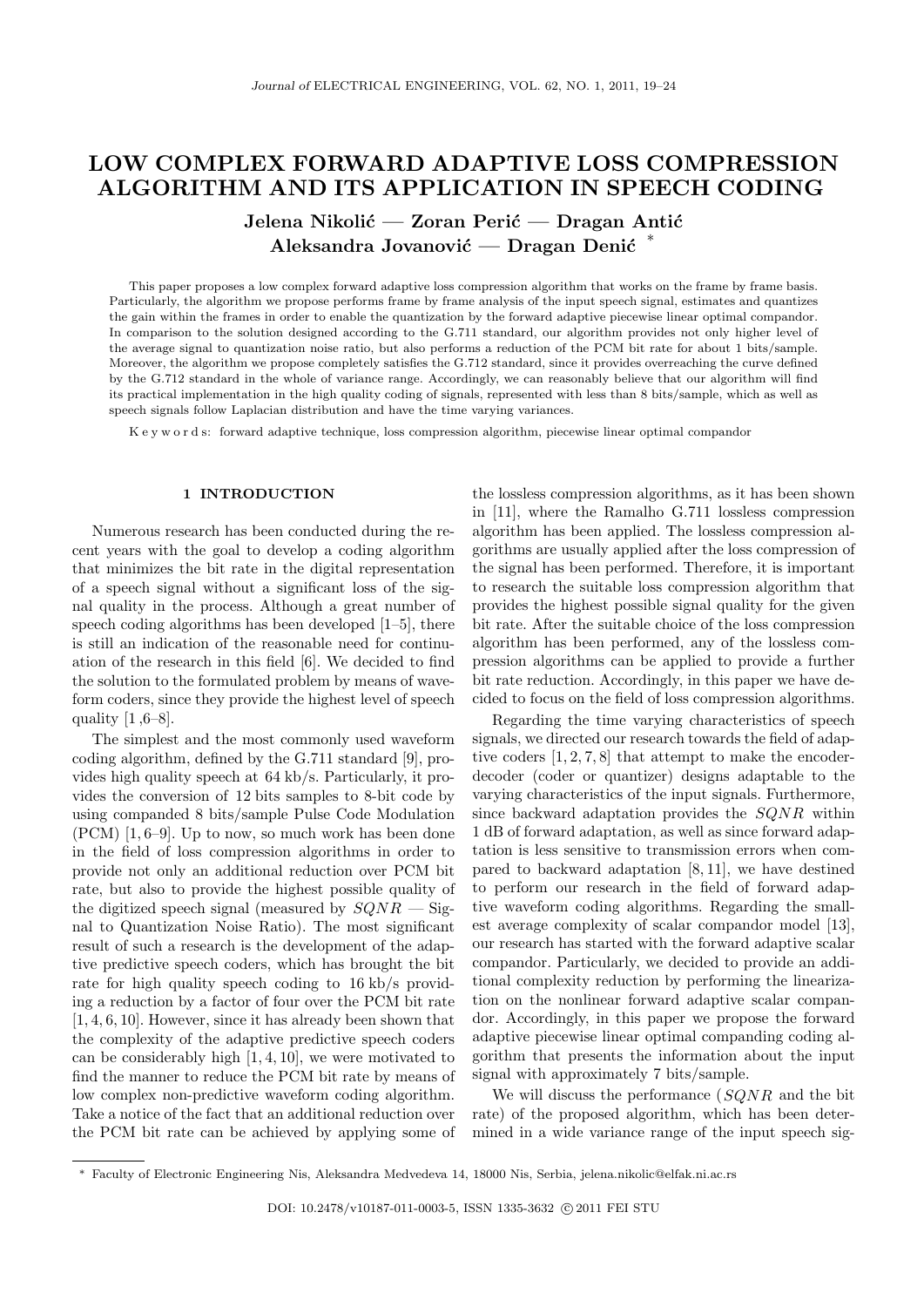# LOW COMPLEX FORWARD ADAPTIVE LOSS COMPRESSION ALGORITHM AND ITS APPLICATION IN SPEECH CODING

**Jelena Nikolić — Zoran Perić — Dragan Antić — Aleksandra Jovanović — Dragan Denić** [*]

This paper proposes a low complex forward adaptive loss compression algorithm that works on the frame by frame basis. Particularly, the algorithm we propose performs frame by frame analysis of the input speech signal, estimates and quantizes the gain within the frames in order to enable the quantization by the forward adaptive piecewise linear optimal compandor. In comparison to the solution designed according to the G.711 standard, our algorithm provides not only higher level of the average signal to quantization noise ratio, but also performs a reduction of the PCM bit rate for about 1 bits/sample. Moreover, the algorithm we propose completely satisfies the G.712 standard, since it provides overreaching the curve defined by the G.712 standard in the whole of variance range. Accordingly, we can reasonably believe that our algorithm will find its practical implementation in the high quality coding of signals, represented with less than 8 bits/sample, which as well as speech signals follow Laplacian distribution and have the time varying variances.

Keywords: forward adaptive technique, loss compression algorithm, piecewise linear optimal compandor

## 1 INTRODUCTION

Numerous research has been conducted during the recent years with the goal to develop a coding algorithm that minimizes the bit rate in the digital representation of a speech signal without a significant loss of the signal quality in the process. Although a great number of speech coding algorithms has been developed [1–5], there is still an indication of the reasonable need for continuation of the research in this field [6]. We decided to find the solution to the formulated problem by means of waveform coders, since they provide the highest level of speech quality [1 ,6–8].

The simplest and the most commonly used waveform coding algorithm, defined by the G.711 standard [9], provides high quality speech at 64 kb/s. Particularly, it provides the conversion of 12 bits samples to 8-bit code by using companded 8 bits/sample Pulse Code Modulation (PCM) [1, 6–9]. Up to now, so much work has been done in the field of loss compression algorithms in order to provide not only an additional reduction over PCM bit rate, but also to provide the highest possible quality of the digitized speech signal (measured by $SQNR$ — Signal to Quantization Noise Ratio). The most significant result of such a research is the development of the adaptive predictive speech coders, which has brought the bit rate for high quality speech coding to 16 kb/s providing a reduction by a factor of four over the PCM bit rate [1, 4, 6, 10]. However, since it has already been shown that the complexity of the adaptive predictive speech coders can be considerably high [1, 4, 10], we were motivated to find the manner to reduce the PCM bit rate by means of low complex non-predictive waveform coding algorithm. Take a notice of the fact that an additional reduction over the PCM bit rate can be achieved by applying some of the lossless compression algorithms, as it has been shown in [11], where the Ramalho G.711 lossless compression algorithm has been applied. The lossless compression algorithms are usually applied after the loss compression of the signal has been performed. Therefore, it is important to research the suitable loss compression algorithm that provides the highest possible signal quality for the given bit rate. After the suitable choice of the loss compression algorithm has been performed, any of the lossless compression algorithms can be applied to provide a further bit rate reduction. Accordingly, in this paper we have decided to focus on the field of loss compression algorithms.

Regarding the time varying characteristics of speech signals, we directed our research towards the field of adaptive coders [1, 2, 7, 8] that attempt to make the encoder-decoder (coder or quantizer) designs adaptable to the varying characteristics of the input signals. Furthermore, since backward adaptation provides the $SQNR$ within 1 dB of forward adaptation, as well as since forward adaptation is less sensitive to transmission errors when compared to backward adaptation [8, 11], we have destined to perform our research in the field of forward adaptive waveform coding algorithms. Regarding the smallest average complexity of scalar compandor model [13], our research has started with the forward adaptive scalar compandor. Particularly, we decided to provide an additional complexity reduction by performing the linearization on the nonlinear forward adaptive scalar compandor. Accordingly, in this paper we propose the forward adaptive piecewise linear optimal companding coding algorithm that presents the information about the input signal with approximately 7 bits/sample.

We will discuss the performance ($SQNR$ and the bit rate) of the proposed algorithm, which has been determined in a wide variance range of the input speech sig-

---

[*] Faculty of Electronic Engineering Nis, Aleksandra Medvedeva 14, 18000 Nis, Serbia, jelena.nikolic@elfak.ni.ac.rs

DOI: 10.2478/v10187-011-0003-5, ISSN 1335-3632 © 2011 FEI STU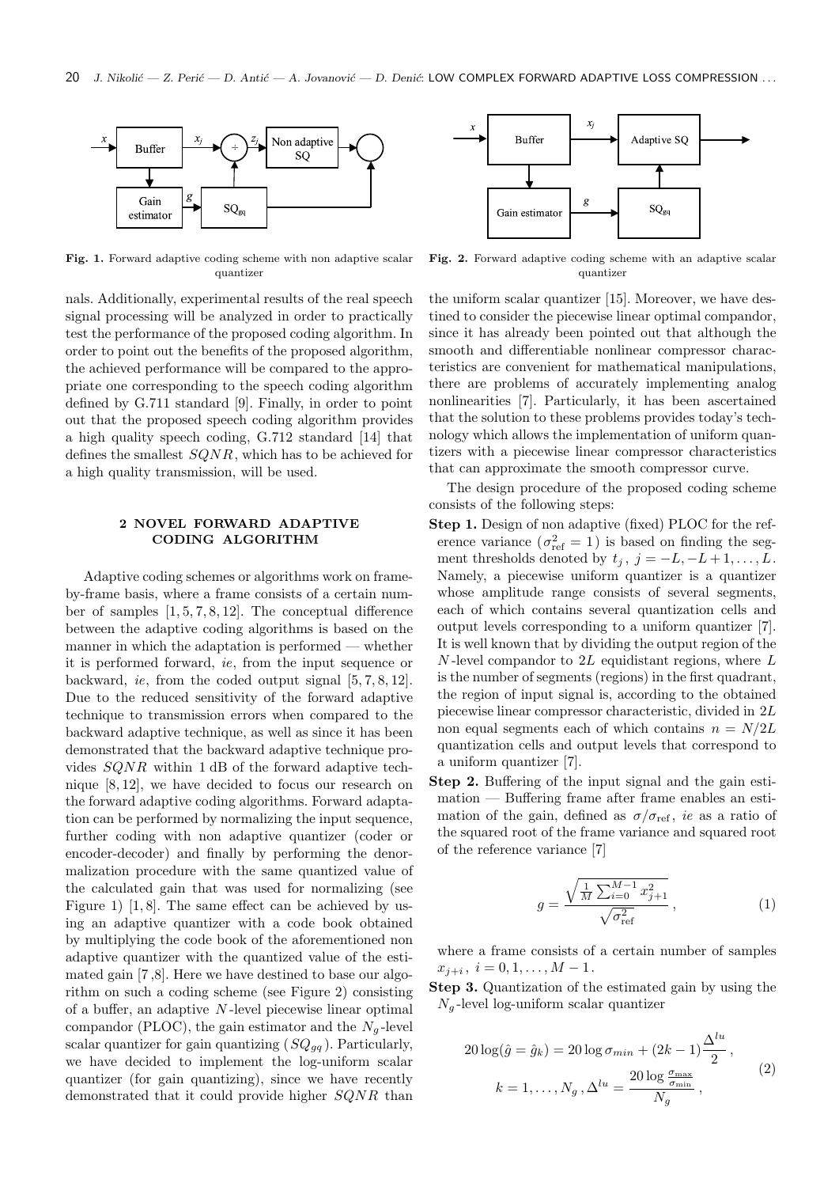Fig. 1. Forward adaptive coding scheme with non adaptive scalar quantizer

Fig. 2. Forward adaptive coding scheme with an adaptive scalar quantizer

nals. Additionally, experimental results of the real speech signal processing will be analyzed in order to practically test the performance of the proposed coding algorithm. In order to point out the benefits of the proposed algorithm, the achieved performance will be compared to the appropriate one corresponding to the speech coding algorithm defined by G.711 standard [9]. Finally, in order to point out that the proposed speech coding algorithm provides a high quality speech coding, G.712 standard [14] that defines the smallest $SQNR$, which has to be achieved for a high quality transmission, will be used.

## 2 NOVEL FORWARD ADAPTIVE CODING ALGORITHM

Adaptive coding schemes or algorithms work on frame-by-frame basis, where a frame consists of a certain number of samples [1, 5, 7, 8, 12]. The conceptual difference between the adaptive coding algorithms is based on the manner in which the adaptation is performed — whether it is performed forward, *ie*, from the input sequence or backward, *ie*, from the coded output signal [5, 7, 8, 12]. Due to the reduced sensitivity of the forward adaptive technique to transmission errors when compared to the backward adaptive technique, as well as since it has been demonstrated that the backward adaptive technique provides $SQNR$ within 1 dB of the forward adaptive technique [8, 12], we have decided to focus our research on the forward adaptive coding algorithms. Forward adaptation can be performed by normalizing the input sequence, further coding with non adaptive quantizer (coder or encoder-decoder) and finally by performing the denormalization procedure with the same quantized value of the calculated gain that was used for normalizing (see Figure 1) [1, 8]. The same effect can be achieved by using an adaptive quantizer with a code book obtained by multiplying the code book of the aforementioned non adaptive quantizer with the quantized value of the estimated gain [7 ,8]. Here we have destined to base our algorithm on such a coding scheme (see Figure 2) consisting of a buffer, an adaptive $N$-level piecewise linear optimal compandor (PLOC), the gain estimator and the $N_g$-level scalar quantizer for gain quantizing ($SQ_{gq}$). Particularly, we have decided to implement the log-uniform scalar quantizer (for gain quantizing), since we have recently demonstrated that it could provide higher $SQNR$ than the uniform scalar quantizer [15]. Moreover, we have destined to consider the piecewise linear optimal compandor, since it has already been pointed out that although the smooth and differentiable nonlinear compressor characteristics are convenient for mathematical manipulations, there are problems of accurately implementing analog nonlinearities [7]. Particularly, it has been ascertained that the solution to these problems provides today's technology which allows the implementation of uniform quantizers with a piecewise linear compressor characteristics that can approximate the smooth compressor curve.

The design procedure of the proposed coding scheme consists of the following steps:

**Step 1.** Design of non adaptive (fixed) PLOC for the reference variance ($\sigma^2_{\mathrm{ref}} = 1$) is based on finding the segment thresholds denoted by $t_j$, $j = -L, -L+1, \ldots, L$. Namely, a piecewise uniform quantizer is a quantizer whose amplitude range consists of several segments, each of which contains several quantization cells and output levels corresponding to a uniform quantizer [7]. It is well known that by dividing the output region of the $N$-level compandor to $2L$ equidistant regions, where $L$ is the number of segments (regions) in the first quadrant, the region of input signal is, according to the obtained piecewise linear compressor characteristic, divided in $2L$ non equal segments each of which contains $n = N/2L$ quantization cells and output levels that correspond to a uniform quantizer [7].

**Step 2.** Buffering of the input signal and the gain estimation — Buffering frame after frame enables an estimation of the gain, defined as $\sigma/\sigma_{\mathrm{ref}}$, *ie* as a ratio of the squared root of the frame variance and squared root of the reference variance [7]

$$g = \frac{\sqrt{\frac{1}{M}\sum_{i=0}^{M-1} x_{j+1}^2}}{\sqrt{\sigma^2_{\mathrm{ref}}}}\,, \tag{1}$$

where a frame consists of a certain number of samples $x_{j+i}$, $i = 0, 1, \ldots, M-1$.

**Step 3.** Quantization of the estimated gain by using the $N_g$-level log-uniform scalar quantizer

$$20\log(\hat{g} = \hat{g}_k) = 20\log\sigma_{min} + (2k-1)\frac{\Delta^{lu}}{2}\,, \qquad k = 1, \ldots, N_g\,, \Delta^{lu} = \frac{20\log\frac{\sigma_{\max}}{\sigma_{\min}}}{N_g}\,, \tag{2}$$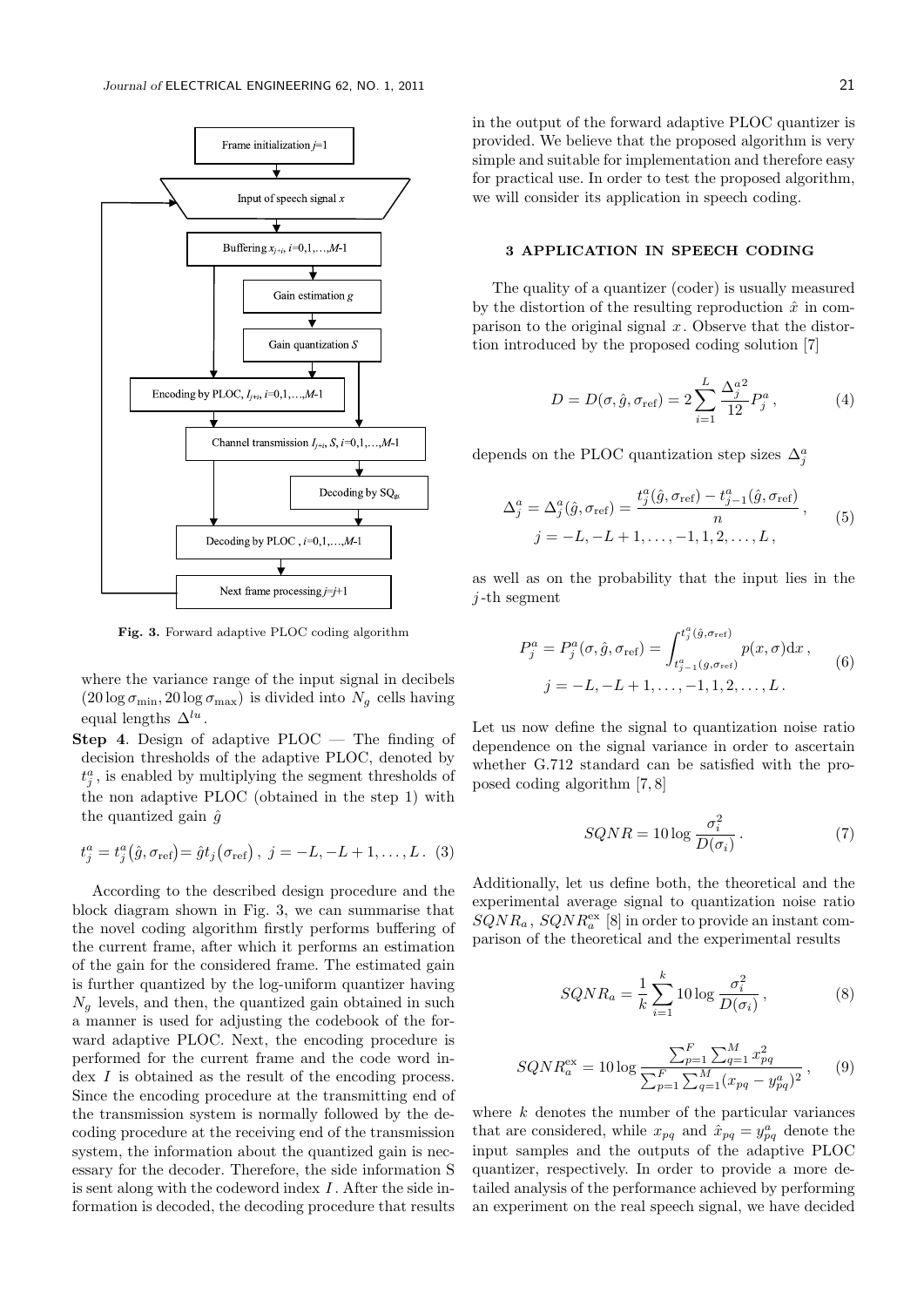Fig. 3. Forward adaptive PLOC coding algorithm

where the variance range of the input signal in decibels $(20\log\sigma_{\min}, 20\log\sigma_{\max})$ is divided into $N_g$ cells having equal lengths $\Delta^{lu}$.

**Step 4**. Design of adaptive PLOC — The finding of decision thresholds of the adaptive PLOC, denoted by $t_j^a$, is enabled by multiplying the segment thresholds of the non adaptive PLOC (obtained in the step 1) with the quantized gain $\hat{g}$

$$t_j^a = t_j^a(\hat{g}, \sigma_{\text{ref}}) = \hat{g} t_j(\sigma_{\text{ref}}), \ j = -L, -L+1, \ldots, L. \quad (3)$$

According to the described design procedure and the block diagram shown in Fig. 3, we can summarise that the novel coding algorithm firstly performs buffering of the current frame, after which it performs an estimation of the gain for the considered frame. The estimated gain is further quantized by the log-uniform quantizer having $N_g$ levels, and then, the quantized gain obtained in such a manner is used for adjusting the codebook of the forward adaptive PLOC. Next, the encoding procedure is performed for the current frame and the code word index $I$ is obtained as the result of the encoding process. Since the encoding procedure at the transmitting end of the transmission system is normally followed by the decoding procedure at the receiving end of the transmission system, the information about the quantized gain is necessary for the decoder. Therefore, the side information S is sent along with the codeword index $I$. After the side information is decoded, the decoding procedure that results in the output of the forward adaptive PLOC quantizer is provided. We believe that the proposed algorithm is very simple and suitable for implementation and therefore easy for practical use. In order to test the proposed algorithm, we will consider its application in speech coding.

## 3 APPLICATION IN SPEECH CODING

The quality of a quantizer (coder) is usually measured by the distortion of the resulting reproduction $\hat{x}$ in comparison to the original signal $x$. Observe that the distortion introduced by the proposed coding solution [7]

$$D = D(\sigma, \hat{g}, \sigma_{\text{ref}}) = 2 \sum_{i=1}^{L} \frac{{\Delta_j^a}^2}{12} P_j^a, \quad (4)$$

depends on the PLOC quantization step sizes $\Delta_j^a$

$$\Delta_j^a = \Delta_j^a(\hat{g}, \sigma_{\text{ref}}) = \frac{t_j^a(\hat{g}, \sigma_{\text{ref}}) - t_{j-1}^a(\hat{g}, \sigma_{\text{ref}})}{n}, \quad j = -L, -L+1, \ldots, -1, 1, 2, \ldots, L, \quad (5)$$

as well as on the probability that the input lies in the $j$-th segment

$$P_j^a = P_j^a(\sigma, \hat{g}, \sigma_{\text{ref}}) = \int_{t_{j-1}^a(g, \sigma_{\text{ref}})}^{t_j^a(\hat{g}, \sigma_{\text{ref}})} p(x, \sigma) \mathrm{d}x, \quad j = -L, -L+1, \ldots, -1, 1, 2, \ldots, L. \quad (6)$$

Let us now define the signal to quantization noise ratio dependence on the signal variance in order to ascertain whether G.712 standard can be satisfied with the proposed coding algorithm [7, 8]

$$SQNR = 10 \log \frac{\sigma_i^2}{D(\sigma_i)}. \quad (7)$$

Additionally, let us define both, the theoretical and the experimental average signal to quantization noise ratio $SQNR_a$, $SQNR_a^{\text{ex}}$ [8] in order to provide an instant comparison of the theoretical and the experimental results

$$SQNR_a = \frac{1}{k} \sum_{i=1}^{k} 10 \log \frac{\sigma_i^2}{D(\sigma_i)}, \quad (8)$$

$$SQNR_a^{\text{ex}} = 10 \log \frac{\sum_{p=1}^{F} \sum_{q=1}^{M} x_{pq}^2}{\sum_{p=1}^{F} \sum_{q=1}^{M} (x_{pq} - y_{pq}^a)^2}, \quad (9)$$

where $k$ denotes the number of the particular variances that are considered, while $x_{pq}$ and $\hat{x}_{pq} = y_{pq}^a$ denote the input samples and the outputs of the adaptive PLOC quantizer, respectively. In order to provide a more detailed analysis of the performance achieved by performing an experiment on the real speech signal, we have decided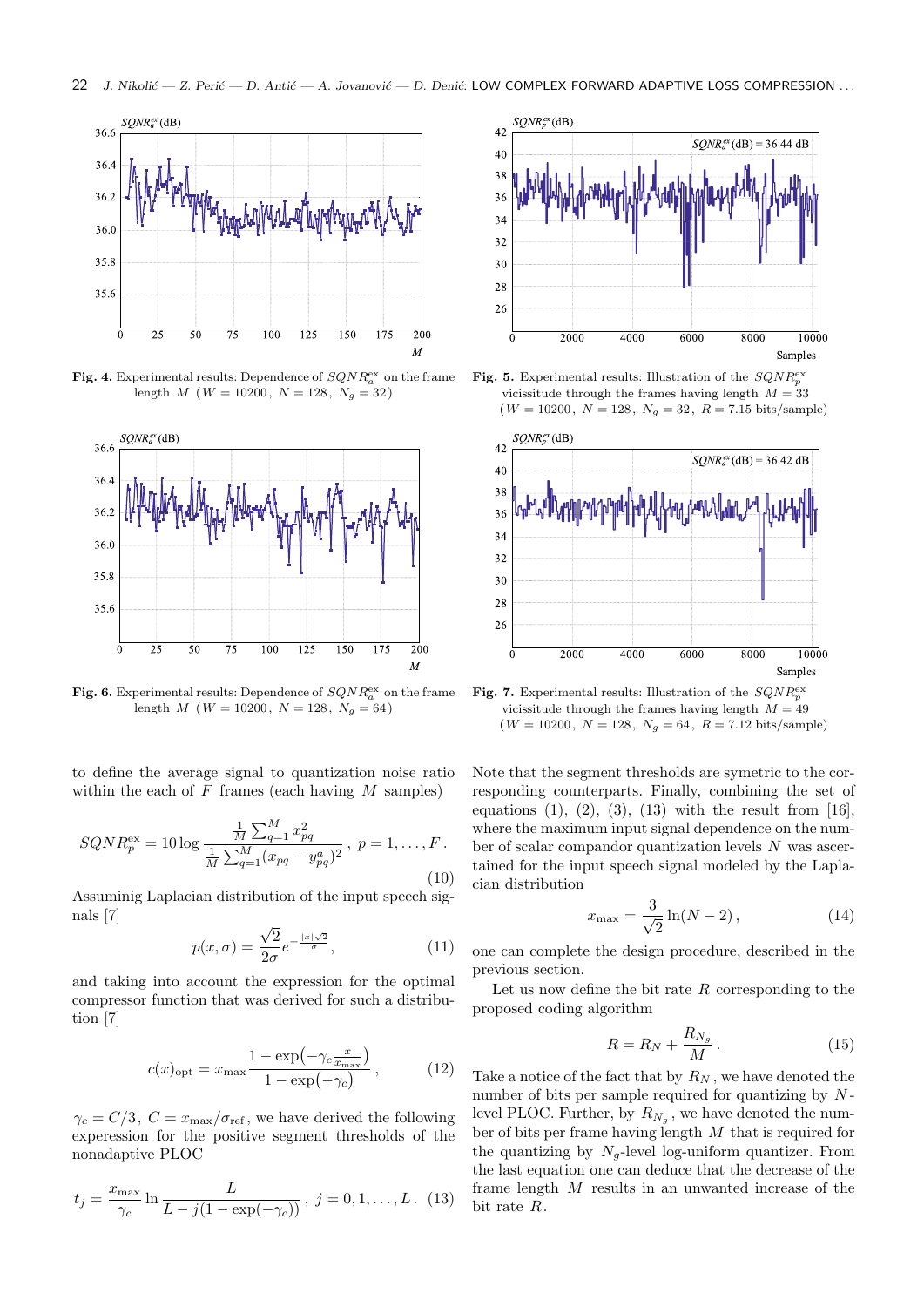**Fig. 4.** Experimental results: Dependence of $SQNR_a^{\text{ex}}$ on the frame length $M$ ($W = 10200$, $N = 128$, $N_g = 32$)

**Fig. 5.** Experimental results: Illustration of the $SQNR_p^{\text{ex}}$ vicissitude through the frames having length $M = 33$ ($W = 10200$, $N = 128$, $N_g = 32$, $R = 7.15$ bits/sample)

**Fig. 6.** Experimental results: Dependence of $SQNR_a^{\text{ex}}$ on the frame length $M$ ($W = 10200$, $N = 128$, $N_g = 64$)

**Fig. 7.** Experimental results: Illustration of the $SQNR_p^{\text{ex}}$ vicissitude through the frames having length $M = 49$ ($W = 10200$, $N = 128$, $N_g = 64$, $R = 7.12$ bits/sample)

to define the average signal to quantization noise ratio within the each of $F$ frames (each having $M$ samples)

$$SQNR_p^{\text{ex}} = 10 \log \frac{\frac{1}{M}\sum_{q=1}^{M} x_{pq}^2}{\frac{1}{M}\sum_{q=1}^{M} (x_{pq} - y_{pq}^a)^2}, \; p = 1, \ldots, F. \tag{10}$$

Assuminig Laplacian distribution of the input speech signals [7]

$$p(x, \sigma) = \frac{\sqrt{2}}{2\sigma} e^{-\frac{|x|\sqrt{2}}{\sigma}}, \tag{11}$$

and taking into account the expression for the optimal compressor function that was derived for such a distribution [7]

$$c(x)_{\text{opt}} = x_{\max} \frac{1 - \exp\left(-\gamma_c \frac{x}{x_{\max}}\right)}{1 - \exp(-\gamma_c)}, \tag{12}$$

$\gamma_c = C/3$, $C = x_{\max}/\sigma_{\text{ref}}$, we have derived the following experession for the positive segment thresholds of the nonadaptive PLOC

$$t_j = \frac{x_{\max}}{\gamma_c} \ln \frac{L}{L - j(1 - \exp(-\gamma_c))}, \; j = 0, 1, \ldots, L. \tag{13}$$

Note that the segment thresholds are symetric to the corresponding counterparts. Finally, combining the set of equations (1), (2), (3), (13) with the result from [16], where the maximum input signal dependence on the number of scalar compandor quantization levels $N$ was ascertained for the input speech signal modeled by the Laplacian distribution

$$x_{\max} = \frac{3}{\sqrt{2}} \ln(N - 2), \tag{14}$$

one can complete the design procedure, described in the previous section.

Let us now define the bit rate $R$ corresponding to the proposed coding algorithm

$$R = R_N + \frac{R_{N_g}}{M}. \tag{15}$$

Take a notice of the fact that by $R_N$, we have denoted the number of bits per sample required for quantizing by $N$-level PLOC. Further, by $R_{N_g}$, we have denoted the number of bits per frame having length $M$ that is required for the quantizing by $N_g$-level log-uniform quantizer. From the last equation one can deduce that the decrease of the frame length $M$ results in an unwanted increase of the bit rate $R$.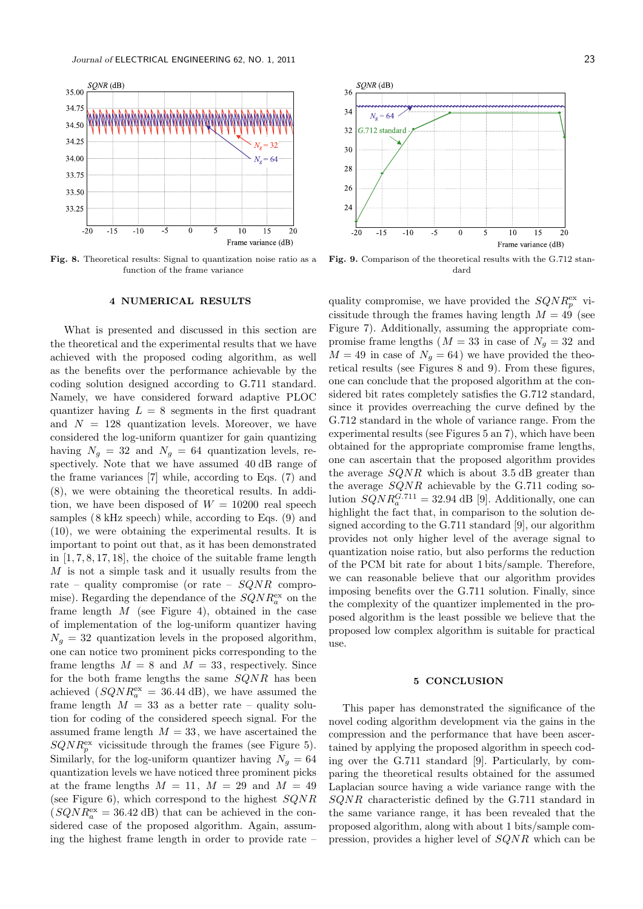**Fig. 8.** Theoretical results: Signal to quantization noise ratio as a function of the frame variance

**Fig. 9.** Comparison of the theoretical results with the G.712 standard

## 4 NUMERICAL RESULTS

What is presented and discussed in this section are the theoretical and the experimental results that we have achieved with the proposed coding algorithm, as well as the benefits over the performance achievable by the coding solution designed according to G.711 standard. Namely, we have considered forward adaptive PLOC quantizer having $L = 8$ segments in the first quadrant and $N = 128$ quantization levels. Moreover, we have considered the log-uniform quantizer for gain quantizing having $N_g = 32$ and $N_g = 64$ quantization levels, respectively. Note that we have assumed 40 dB range of the frame variances [7] while, according to Eqs. (7) and (8), we were obtaining the theoretical results. In addition, we have been disposed of $W = 10200$ real speech samples (8 kHz speech) while, according to Eqs. (9) and (10), we were obtaining the experimental results. It is important to point out that, as it has been demonstrated in [1, 7, 8, 17, 18], the choice of the suitable frame length $M$ is not a simple task and it usually results from the rate – quality compromise (or rate – $SQNR$ compromise). Regarding the dependance of the $SQNR_a^{\rm ex}$ on the frame length $M$ (see Figure 4), obtained in the case of implementation of the log-uniform quantizer having $N_g = 32$ quantization levels in the proposed algorithm, one can notice two prominent picks corresponding to the frame lengths $M = 8$ and $M = 33$, respectively. Since for the both frame lengths the same $SQNR$ has been achieved ($SQNR_a^{\rm ex} = 36.44$ dB), we have assumed the frame length $M = 33$ as a better rate – quality solution for coding of the considered speech signal. For the assumed frame length $M = 33$, we have ascertained the $SQNR_p^{\rm ex}$ vicissitude through the frames (see Figure 5). Similarly, for the log-uniform quantizer having $N_g = 64$ quantization levels we have noticed three prominent picks at the frame lengths $M = 11$, $M = 29$ and $M = 49$ (see Figure 6), which correspond to the highest $SQNR$ ($SQNR_a^{\rm ex} = 36.42$ dB) that can be achieved in the considered case of the proposed algorithm. Again, assuming the highest frame length in order to provide rate – quality compromise, we have provided the $SQNR_p^{\rm ex}$ vicissitude through the frames having length $M = 49$ (see Figure 7). Additionally, assuming the appropriate compromise frame lengths ($M = 33$ in case of $N_g = 32$ and $M = 49$ in case of $N_g = 64$) we have provided the theoretical results (see Figures 8 and 9). From these figures, one can conclude that the proposed algorithm at the considered bit rates completely satisfies the G.712 standard, since it provides overreaching the curve defined by the G.712 standard in the whole of variance range. From the experimental results (see Figures 5 an 7), which have been obtained for the appropriate compromise frame lengths, one can ascertain that the proposed algorithm provides the average $SQNR$ which is about 3.5 dB greater than the average $SQNR$ achievable by the G.711 coding solution $SQNR_a^{G.711} = 32.94$ dB [9]. Additionally, one can highlight the fact that, in comparison to the solution designed according to the G.711 standard [9], our algorithm provides not only higher level of the average signal to quantization noise ratio, but also performs the reduction of the PCM bit rate for about 1 bits/sample. Therefore, we can reasonable believe that our algorithm provides imposing benefits over the G.711 solution. Finally, since the complexity of the quantizer implemented in the proposed algorithm is the least possible we believe that the proposed low complex algorithm is suitable for practical use.

## 5 CONCLUSION

This paper has demonstrated the significance of the novel coding algorithm development via the gains in the compression and the performance that have been ascertained by applying the proposed algorithm in speech coding over the G.711 standard [9]. Particularly, by comparing the theoretical results obtained for the assumed Laplacian source having a wide variance range with the $SQNR$ characteristic defined by the G.711 standard in the same variance range, it has been revealed that the proposed algorithm, along with about 1 bits/sample compression, provides a higher level of $SQNR$ which can be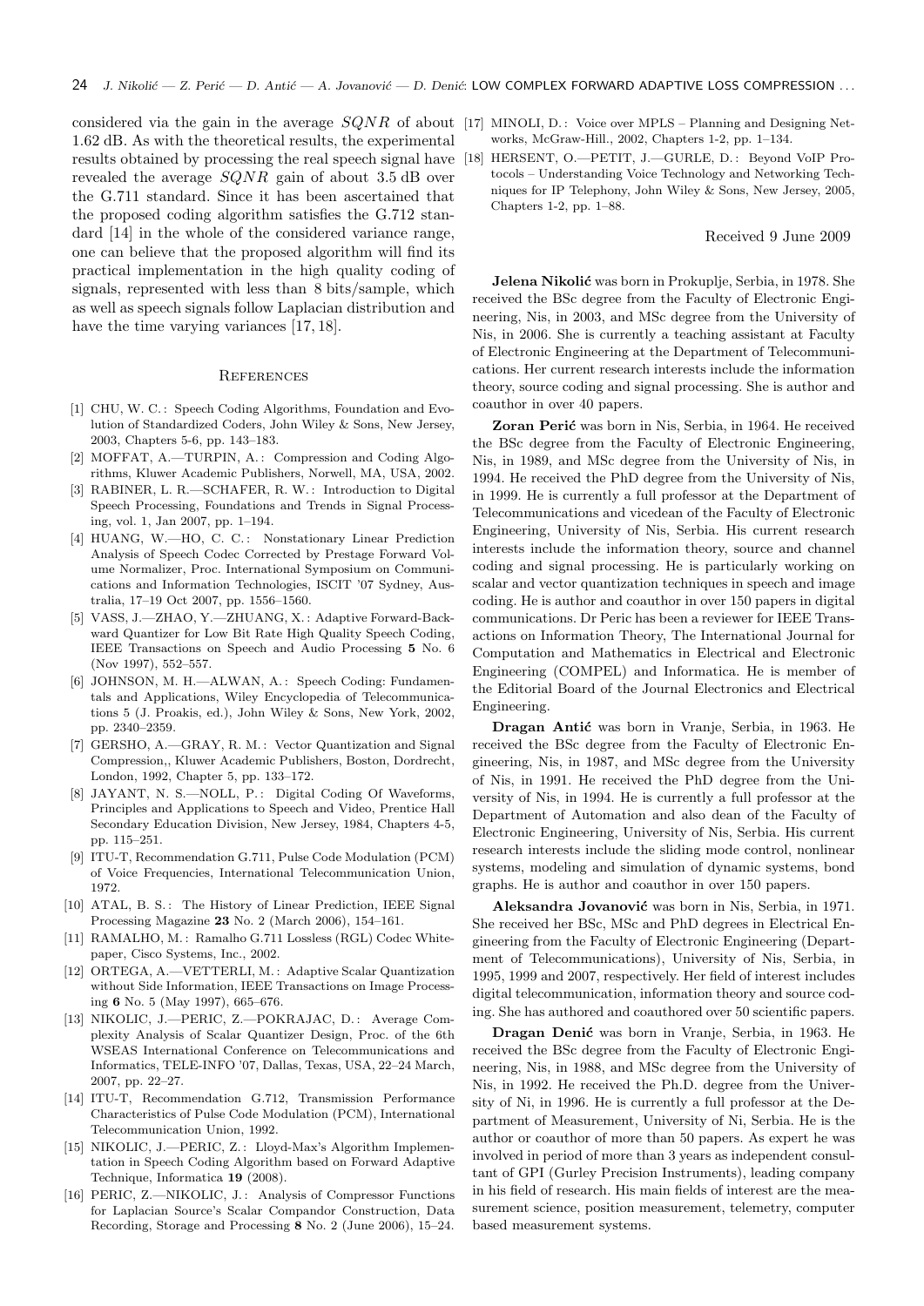considered via the gain in the average $SQNR$ of about 1.62 dB. As with the theoretical results, the experimental results obtained by processing the real speech signal have revealed the average $SQNR$ gain of about 3.5 dB over the G.711 standard. Since it has been ascertained that the proposed coding algorithm satisfies the G.712 standard [14] in the whole of the considered variance range, one can believe that the proposed algorithm will find its practical implementation in the high quality coding of signals, represented with less than 8 bits/sample, which as well as speech signals follow Laplacian distribution and have the time varying variances [17, 18].

## References

[1] CHU, W. C.: Speech Coding Algorithms, Foundation and Evolution of Standardized Coders, John Wiley & Sons, New Jersey, 2003, Chapters 5-6, pp. 143–183.

[2] MOFFAT, A.—TURPIN, A.: Compression and Coding Algorithms, Kluwer Academic Publishers, Norwell, MA, USA, 2002.

[3] RABINER, L. R.—SCHAFER, R. W.: Introduction to Digital Speech Processing, Foundations and Trends in Signal Processing, vol. 1, Jan 2007, pp. 1–194.

[4] HUANG, W.—HO, C. C.: Nonstationary Linear Prediction Analysis of Speech Codec Corrected by Prestage Forward Volume Normalizer, Proc. International Symposium on Communications and Information Technologies, ISCIT '07 Sydney, Australia, 17–19 Oct 2007, pp. 1556–1560.

[5] VASS, J.—ZHAO, Y.—ZHUANG, X.: Adaptive Forward-Backward Quantizer for Low Bit Rate High Quality Speech Coding, IEEE Transactions on Speech and Audio Processing **5** No. 6 (Nov 1997), 552–557.

[6] JOHNSON, M. H.—ALWAN, A.: Speech Coding: Fundamentals and Applications, Wiley Encyclopedia of Telecommunications 5 (J. Proakis, ed.), John Wiley & Sons, New York, 2002, pp. 2340–2359.

[7] GERSHO, A.—GRAY, R. M.: Vector Quantization and Signal Compression,, Kluwer Academic Publishers, Boston, Dordrecht, London, 1992, Chapter 5, pp. 133–172.

[8] JAYANT, N. S.—NOLL, P.: Digital Coding Of Waveforms, Principles and Applications to Speech and Video, Prentice Hall Secondary Education Division, New Jersey, 1984, Chapters 4-5, pp. 115–251.

[9] ITU-T, Recommendation G.711, Pulse Code Modulation (PCM) of Voice Frequencies, International Telecommunication Union, 1972.

[10] ATAL, B. S.: The History of Linear Prediction, IEEE Signal Processing Magazine **23** No. 2 (March 2006), 154–161.

[11] RAMALHO, M.: Ramalho G.711 Lossless (RGL) Codec Whitepaper, Cisco Systems, Inc., 2002.

[12] ORTEGA, A.—VETTERLI, M.: Adaptive Scalar Quantization without Side Information, IEEE Transactions on Image Processing **6** No. 5 (May 1997), 665–676.

[13] NIKOLIC, J.—PERIC, Z.—POKRAJAC, D.: Average Complexity Analysis of Scalar Quantizer Design, Proc. of the 6th WSEAS International Conference on Telecommunications and Informatics, TELE-INFO '07, Dallas, Texas, USA, 22–24 March, 2007, pp. 22–27.

[14] ITU-T, Recommendation G.712, Transmission Performance Characteristics of Pulse Code Modulation (PCM), International Telecommunication Union, 1992.

[15] NIKOLIC, J.—PERIC, Z.: Lloyd-Max's Algorithm Implementation in Speech Coding Algorithm based on Forward Adaptive Technique, Informatica **19** (2008).

[16] PERIC, Z.—NIKOLIC, J.: Analysis of Compressor Functions for Laplacian Source's Scalar Compandor Construction, Data Recording, Storage and Processing **8** No. 2 (June 2006), 15–24.

[17] MINOLI, D.: Voice over MPLS – Planning and Designing Networks, McGraw-Hill., 2002, Chapters 1-2, pp. 1–134.

[18] HERSENT, O.—PETIT, J.—GURLE, D.: Beyond VoIP Protocols – Understanding Voice Technology and Networking Techniques for IP Telephony, John Wiley & Sons, New Jersey, 2005, Chapters 1-2, pp. 1–88.

Received 9 June 2009

**Jelena Nikolić** was born in Prokuplje, Serbia, in 1978. She received the BSc degree from the Faculty of Electronic Engineering, Nis, in 2003, and MSc degree from the University of Nis, in 2006. She is currently a teaching assistant at Faculty of Electronic Engineering at the Department of Telecommunications. Her current research interests include the information theory, source coding and signal processing. She is author and coauthor in over 40 papers.

**Zoran Perić** was born in Nis, Serbia, in 1964. He received the BSc degree from the Faculty of Electronic Engineering, Nis, in 1989, and MSc degree from the University of Nis, in 1994. He received the PhD degree from the University of Nis, in 1999. He is currently a full professor at the Department of Telecommunications and vicedean of the Faculty of Electronic Engineering, University of Nis, Serbia. His current research interests include the information theory, source and channel coding and signal processing. He is particularly working on scalar and vector quantization techniques in speech and image coding. He is author and coauthor in over 150 papers in digital communications. Dr Peric has been a reviewer for IEEE Transactions on Information Theory, The International Journal for Computation and Mathematics in Electrical and Electronic Engineering (COMPEL) and Informatica. He is member of the Editorial Board of the Journal Electronics and Electrical Engineering.

**Dragan Antić** was born in Vranje, Serbia, in 1963. He received the BSc degree from the Faculty of Electronic Engineering, Nis, in 1987, and MSc degree from the University of Nis, in 1991. He received the PhD degree from the University of Nis, in 1994. He is currently a full professor at the Department of Automation and also dean of the Faculty of Electronic Engineering, University of Nis, Serbia. His current research interests include the sliding mode control, nonlinear systems, modeling and simulation of dynamic systems, bond graphs. He is author and coauthor in over 150 papers.

**Aleksandra Jovanović** was born in Nis, Serbia, in 1971. She received her BSc, MSc and PhD degrees in Electrical Engineering from the Faculty of Electronic Engineering (Department of Telecommunications), University of Nis, Serbia, in 1995, 1999 and 2007, respectively. Her field of interest includes digital telecommunication, information theory and source coding. She has authored and coauthored over 50 scientific papers.

**Dragan Denić** was born in Vranje, Serbia, in 1963. He received the BSc degree from the Faculty of Electronic Engineering, Nis, in 1988, and MSc degree from the University of Nis, in 1992. He received the Ph.D. degree from the University of Ni, in 1996. He is currently a full professor at the Department of Measurement, University of Ni, Serbia. He is the author or coauthor of more than 50 papers. As expert he was involved in period of more than 3 years as independent consultant of GPI (Gurley Precision Instruments), leading company in his field of research. His main fields of interest are the measurement science, position measurement, telemetry, computer based measurement systems.